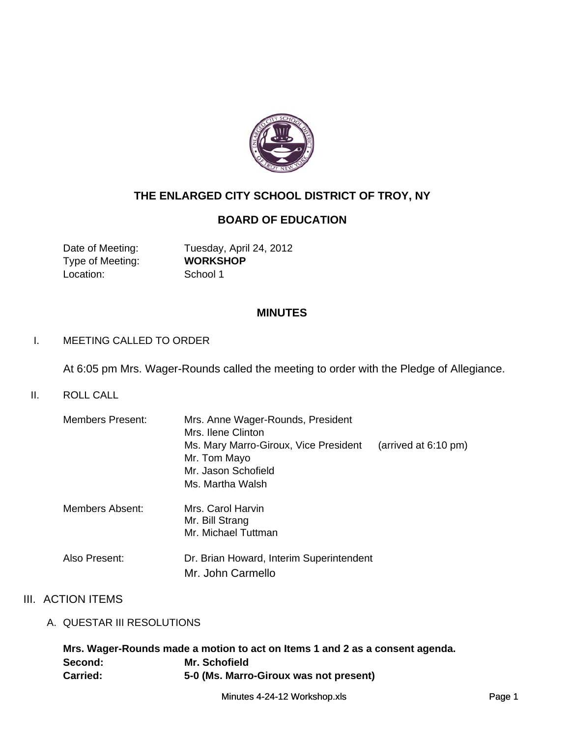# THE ENLARGED CITY SCHOOL DISTRICT OF TROY, NY

## BOARD OF EDUCATION

| | |
|---|---|
| Date of Meeting: | Tuesday, April 24, 2012 |
| Type of Meeting: | **WORKSHOP** |
| Location: | School 1 |

## MINUTES

I. MEETING CALLED TO ORDER

At 6:05 pm Mrs. Wager-Rounds called the meeting to order with the Pledge of Allegiance.

II. ROLL CALL

| | | |
|---|---|---|
| Members Present: | Mrs. Anne Wager-Rounds, President | |
| | Mrs. Ilene Clinton | |
| | Ms. Mary Marro-Giroux, Vice President | (arrived at 6:10 pm) |
| | Mr. Tom Mayo | |
| | Mr. Jason Schofield | |
| | Ms. Martha Walsh | |
| Members Absent: | Mrs. Carol Harvin | |
| | Mr. Bill Strang | |
| | Mr. Michael Tuttman | |
| Also Present: | Dr. Brian Howard, Interim Superintendent | |
| | Mr. John Carmello | |

III. ACTION ITEMS

A. QUESTAR III RESOLUTIONS

**Mrs. Wager-Rounds made a motion to act on Items 1 and 2 as a consent agenda.**

**Second:** **Mr. Schofield**

**Carried:** **5-0 (Ms. Marro-Giroux was not present)**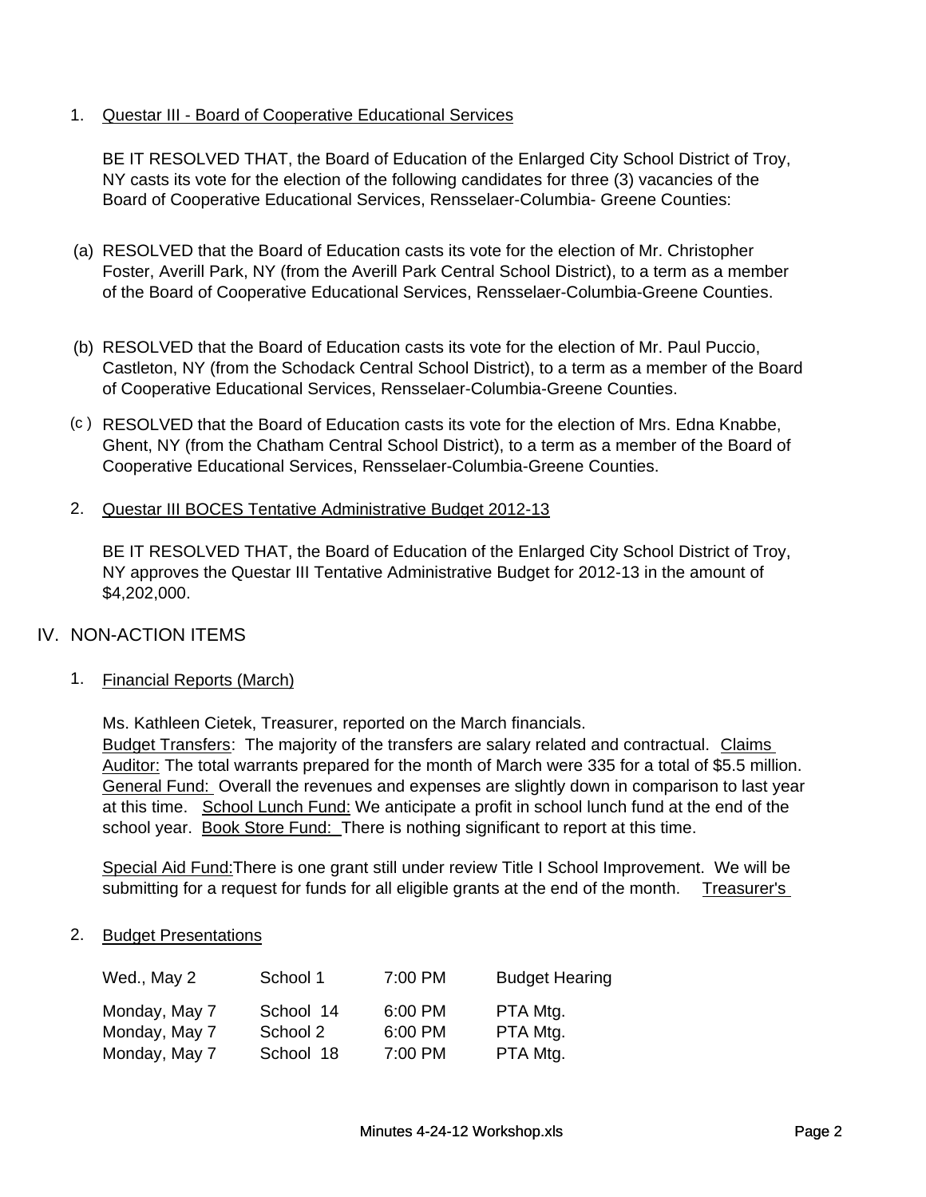1. Questar III - Board of Cooperative Educational Services

   BE IT RESOLVED THAT, the Board of Education of the Enlarged City School District of Troy, NY casts its vote for the election of the following candidates for three (3) vacancies of the Board of Cooperative Educational Services, Rensselaer-Columbia- Greene Counties:

(a) RESOLVED that the Board of Education casts its vote for the election of Mr. Christopher Foster, Averill Park, NY (from the Averill Park Central School District), to a term as a member of the Board of Cooperative Educational Services, Rensselaer-Columbia-Greene Counties.

(b) RESOLVED that the Board of Education casts its vote for the election of Mr. Paul Puccio, Castleton, NY (from the Schodack Central School District), to a term as a member of the Board of Cooperative Educational Services, Rensselaer-Columbia-Greene Counties.

(c ) RESOLVED that the Board of Education casts its vote for the election of Mrs. Edna Knabbe, Ghent, NY (from the Chatham Central School District), to a term as a member of the Board of Cooperative Educational Services, Rensselaer-Columbia-Greene Counties.

2. Questar III BOCES Tentative Administrative Budget 2012-13

   BE IT RESOLVED THAT, the Board of Education of the Enlarged City School District of Troy, NY approves the Questar III Tentative Administrative Budget for 2012-13 in the amount of $4,202,000.

## IV. NON-ACTION ITEMS

1. Financial Reports (March)

   Ms. Kathleen Cietek, Treasurer, reported on the March financials.
   Budget Transfers: The majority of the transfers are salary related and contractual. Claims Auditor: The total warrants prepared for the month of March were 335 for a total of $5.5 million. General Fund: Overall the revenues and expenses are slightly down in comparison to last year at this time. School Lunch Fund: We anticipate a profit in school lunch fund at the end of the school year. Book Store Fund: There is nothing significant to report at this time.

   Special Aid Fund:There is one grant still under review Title I School Improvement. We will be submitting for a request for funds for all eligible grants at the end of the month. Treasurer's

2. Budget Presentations

| | | | |
|---|---|---|---|
| Wed., May 2 | School 1 | 7:00 PM | Budget Hearing |
| Monday, May 7 | School 14 | 6:00 PM | PTA Mtg. |
| Monday, May 7 | School 2 | 6:00 PM | PTA Mtg. |
| Monday, May 7 | School 18 | 7:00 PM | PTA Mtg. |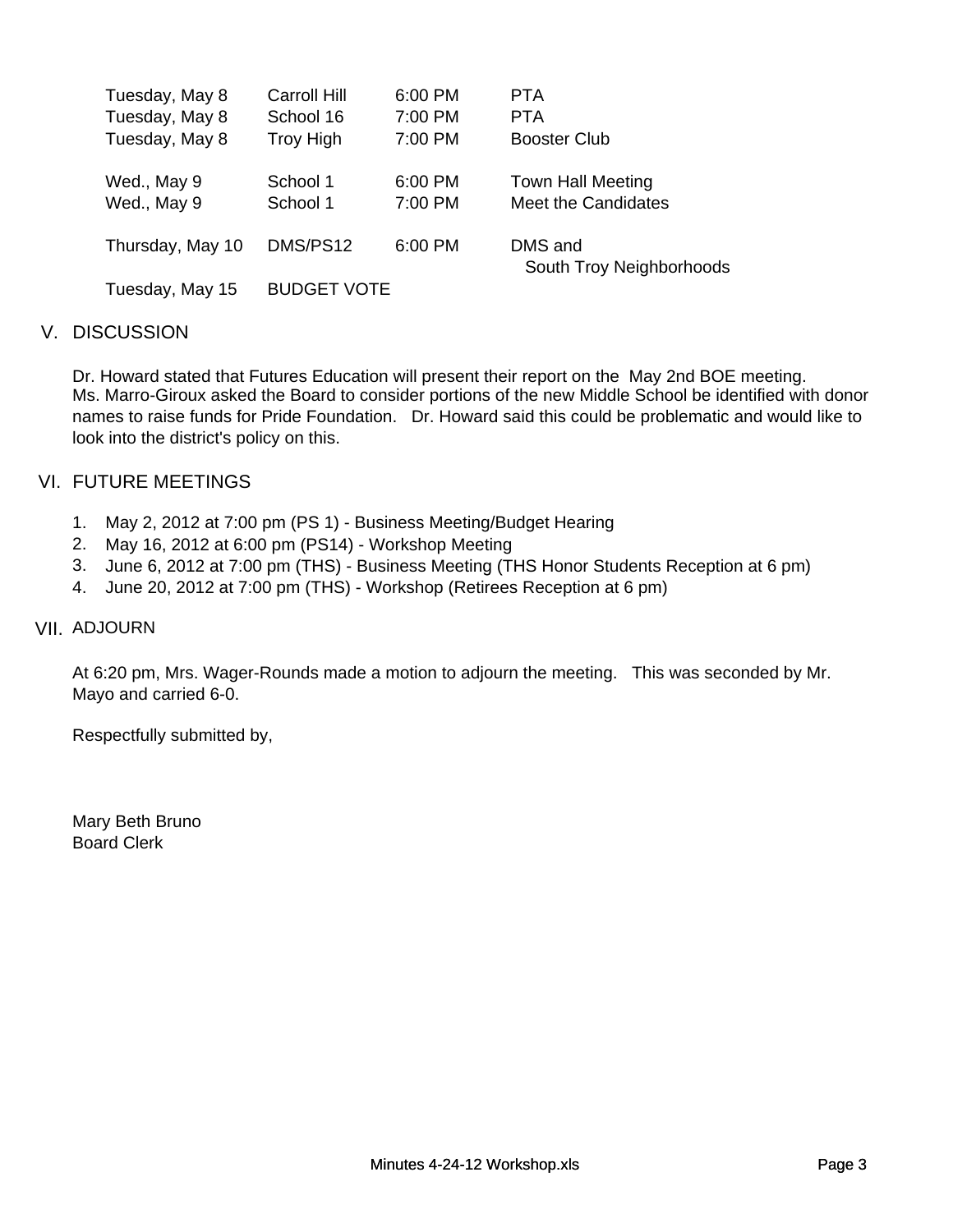| | | | |
|---|---|---|---|
| Tuesday, May 8 | Carroll Hill | 6:00 PM | PTA |
| Tuesday, May 8 | School 16 | 7:00 PM | PTA |
| Tuesday, May 8 | Troy High | 7:00 PM | Booster Club |
| Wed., May 9 | School 1 | 6:00 PM | Town Hall Meeting |
| Wed., May 9 | School 1 | 7:00 PM | Meet the Candidates |
| Thursday, May 10 | DMS/PS12 | 6:00 PM | DMS and South Troy Neighborhoods |
| Tuesday, May 15 | BUDGET VOTE | | |

## V. DISCUSSION

Dr. Howard stated that Futures Education will present their report on the May 2nd BOE meeting. Ms. Marro-Giroux asked the Board to consider portions of the new Middle School be identified with donor names to raise funds for Pride Foundation. Dr. Howard said this could be problematic and would like to look into the district's policy on this.

## VI. FUTURE MEETINGS

1. May 2, 2012 at 7:00 pm (PS 1) - Business Meeting/Budget Hearing
2. May 16, 2012 at 6:00 pm (PS14) - Workshop Meeting
3. June 6, 2012 at 7:00 pm (THS) - Business Meeting (THS Honor Students Reception at 6 pm)
4. June 20, 2012 at 7:00 pm (THS) - Workshop (Retirees Reception at 6 pm)

## VII. ADJOURN

At 6:20 pm, Mrs. Wager-Rounds made a motion to adjourn the meeting. This was seconded by Mr. Mayo and carried 6-0.

Respectfully submitted by,

Mary Beth Bruno
Board Clerk